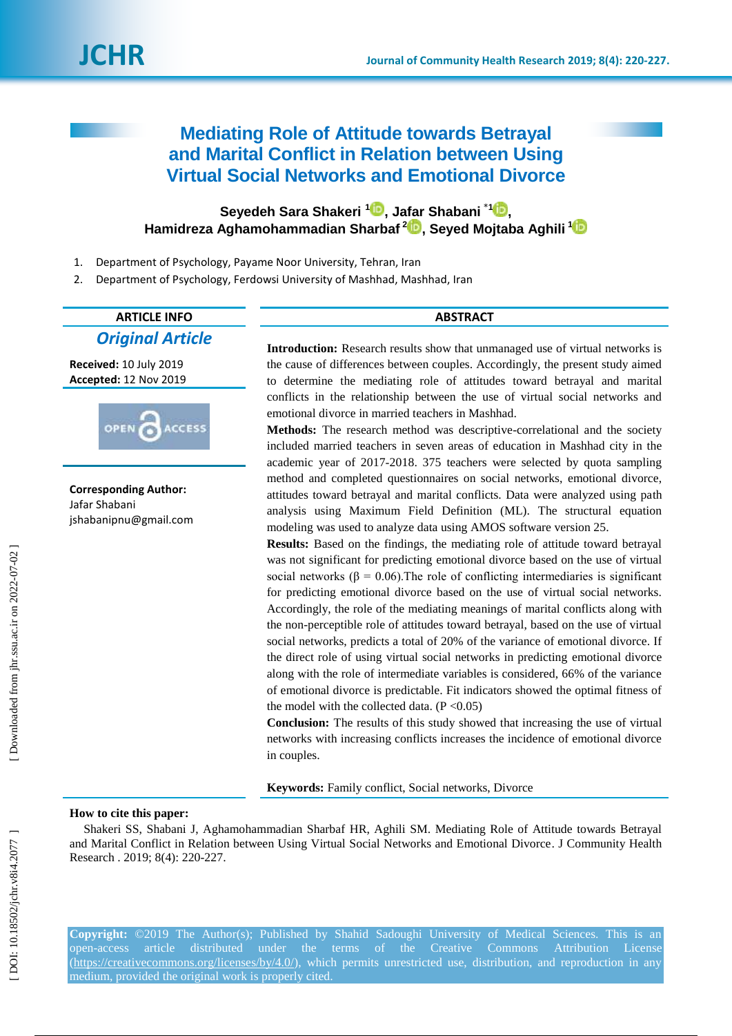# Mediating Role of Attitude towards Betrayal and Marital Conflict in Relation between Using Virtual Social Networks and Emotional Divorce

**Seyedeh Sara Shakeri [1], Jafar Shabani [*1], Hamidreza Aghamohammadian Sharbaf [2], Seyed Mojtaba Aghili [1]**

1. Department of Psychology, Payame Noor University, Tehran, Iran
2. Department of Psychology, Ferdowsi University of Mashhad, Mashhad, Iran

## ARTICLE INFO

***Original Article***

**Received:** 10 July 2019
**Accepted:** 12 Nov 2019

OPEN ACCESS

**Corresponding Author:**
Jafar Shabani
jshabanipnu@gmail.com

## ABSTRACT

**Introduction:** Research results show that unmanaged use of virtual networks is the cause of differences between couples. Accordingly, the present study aimed to determine the mediating role of attitudes toward betrayal and marital conflicts in the relationship between the use of virtual social networks and emotional divorce in married teachers in Mashhad.

**Methods:** The research method was descriptive-correlational and the society included married teachers in seven areas of education in Mashhad city in the academic year of 2017-2018. 375 teachers were selected by quota sampling method and completed questionnaires on social networks, emotional divorce, attitudes toward betrayal and marital conflicts. Data were analyzed using path analysis using Maximum Field Definition (ML). The structural equation modeling was used to analyze data using AMOS software version 25.

**Results:** Based on the findings, the mediating role of attitude toward betrayal was not significant for predicting emotional divorce based on the use of virtual social networks ($\beta$ = 0.06).The role of conflicting intermediaries is significant for predicting emotional divorce based on the use of virtual social networks. Accordingly, the role of the mediating meanings of marital conflicts along with the non-perceptible role of attitudes toward betrayal, based on the use of virtual social networks, predicts a total of 20% of the variance of emotional divorce. If the direct role of using virtual social networks in predicting emotional divorce along with the role of intermediate variables is considered, 66% of the variance of emotional divorce is predictable. Fit indicators showed the optimal fitness of the model with the collected data. ($P < 0.05$)

**Conclusion:** The results of this study showed that increasing the use of virtual networks with increasing conflicts increases the incidence of emotional divorce in couples.

**Keywords:** Family conflict, Social networks, Divorce

**How to cite this paper:**

Shakeri SS, Shabani J, Aghamohammadian Sharbaf HR, Aghili SM. Mediating Role of Attitude towards Betrayal and Marital Conflict in Relation between Using Virtual Social Networks and Emotional Divorce. J Community Health Research . 2019; 8(4): 220-227.

**Copyright:** ©2019 The Author(s); Published by Shahid Sadoughi University of Medical Sciences. This is an open-access article distributed under the terms of the Creative Commons Attribution License (https://creativecommons.org/licenses/by/4.0/), which permits unrestricted use, distribution, and reproduction in any medium, provided the original work is properly cited.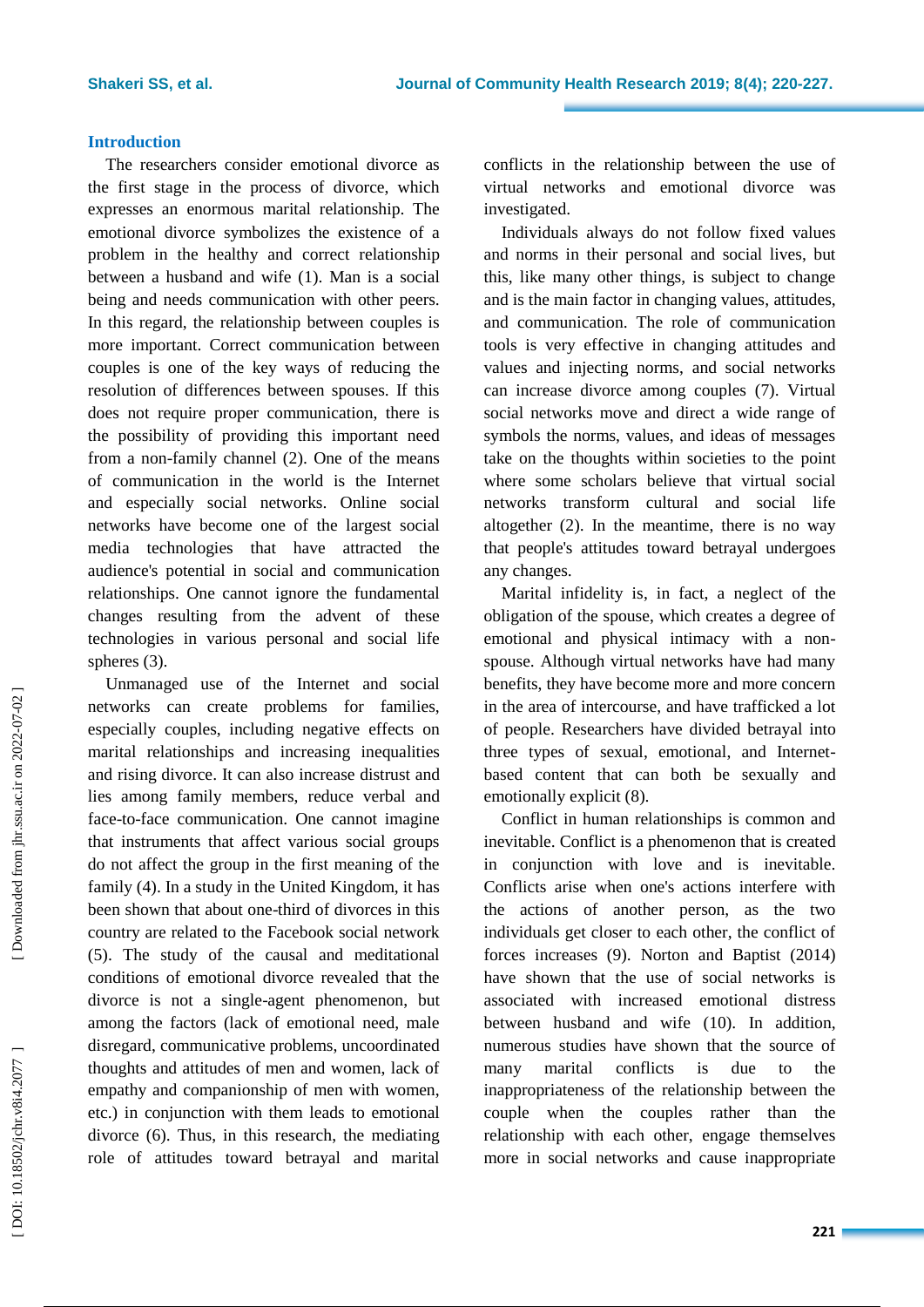## Introduction

The researchers consider emotional divorce as the first stage in the process of divorce, which expresses an enormous marital relationship. The emotional divorce symbolizes the existence of a problem in the healthy and correct relationship between a husband and wife (1). Man is a social being and needs communication with other peers. In this regard, the relationship between couples is more important. Correct communication between couples is one of the key ways of reducing the resolution of differences between spouses. If this does not require proper communication, there is the possibility of providing this important need from a non-family channel (2). One of the means of communication in the world is the Internet and especially social networks. Online social networks have become one of the largest social media technologies that have attracted the audience's potential in social and communication relationships. One cannot ignore the fundamental changes resulting from the advent of these technologies in various personal and social life spheres (3).

Unmanaged use of the Internet and social networks can create problems for families, especially couples, including negative effects on marital relationships and increasing inequalities and rising divorce. It can also increase distrust and lies among family members, reduce verbal and face-to-face communication. One cannot imagine that instruments that affect various social groups do not affect the group in the first meaning of the family (4). In a study in the United Kingdom, it has been shown that about one-third of divorces in this country are related to the Facebook social network (5). The study of the causal and meditational conditions of emotional divorce revealed that the divorce is not a single-agent phenomenon, but among the factors (lack of emotional need, male disregard, communicative problems, uncoordinated thoughts and attitudes of men and women, lack of empathy and companionship of men with women, etc.) in conjunction with them leads to emotional divorce (6). Thus, in this research, the mediating role of attitudes toward betrayal and marital conflicts in the relationship between the use of virtual networks and emotional divorce was investigated.

Individuals always do not follow fixed values and norms in their personal and social lives, but this, like many other things, is subject to change and is the main factor in changing values, attitudes, and communication. The role of communication tools is very effective in changing attitudes and values and injecting norms, and social networks can increase divorce among couples (7). Virtual social networks move and direct a wide range of symbols the norms, values, and ideas of messages take on the thoughts within societies to the point where some scholars believe that virtual social networks transform cultural and social life altogether (2). In the meantime, there is no way that people's attitudes toward betrayal undergoes any changes.

Marital infidelity is, in fact, a neglect of the obligation of the spouse, which creates a degree of emotional and physical intimacy with a non-spouse. Although virtual networks have had many benefits, they have become more and more concern in the area of intercourse, and have trafficked a lot of people. Researchers have divided betrayal into three types of sexual, emotional, and Internet-based content that can both be sexually and emotionally explicit (8).

Conflict in human relationships is common and inevitable. Conflict is a phenomenon that is created in conjunction with love and is inevitable. Conflicts arise when one's actions interfere with the actions of another person, as the two individuals get closer to each other, the conflict of forces increases (9). Norton and Baptist (2014) have shown that the use of social networks is associated with increased emotional distress between husband and wife (10). In addition, numerous studies have shown that the source of many marital conflicts is due to the inappropriateness of the relationship between the couple when the couples rather than the relationship with each other, engage themselves more in social networks and cause inappropriate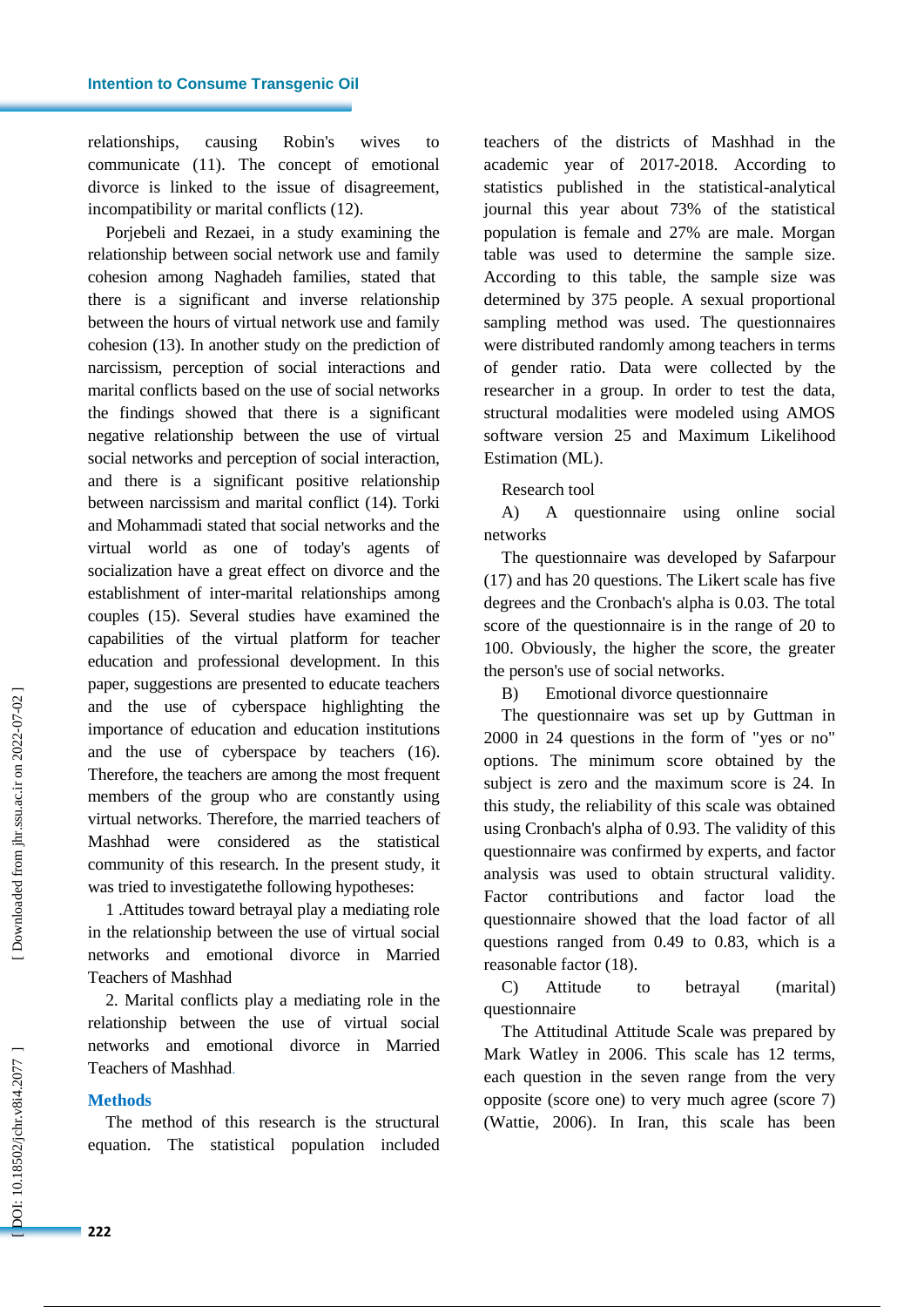relationships, causing Robin's wives to communicate (11). The concept of emotional divorce is linked to the issue of disagreement, incompatibility or marital conflicts (12).

Porjebeli and Rezaei, in a study examining the relationship between social network use and family cohesion among Naghadeh families, stated that there is a significant and inverse relationship between the hours of virtual network use and family cohesion (13). In another study on the prediction of narcissism, perception of social interactions and marital conflicts based on the use of social networks the findings showed that there is a significant negative relationship between the use of virtual social networks and perception of social interaction, and there is a significant positive relationship between narcissism and marital conflict (14). Torki and Mohammadi stated that social networks and the virtual world as one of today's agents of socialization have a great effect on divorce and the establishment of inter-marital relationships among couples (15). Several studies have examined the capabilities of the virtual platform for teacher education and professional development. In this paper, suggestions are presented to educate teachers and the use of cyberspace highlighting the importance of education and education institutions and the use of cyberspace by teachers (16). Therefore, the teachers are among the most frequent members of the group who are constantly using virtual networks. Therefore, the married teachers of Mashhad were considered as the statistical community of this research. In the present study, it was tried to investigatethe following hypotheses:

1 .Attitudes toward betrayal play a mediating role in the relationship between the use of virtual social networks and emotional divorce in Married Teachers of Mashhad

2. Marital conflicts play a mediating role in the relationship between the use of virtual social networks and emotional divorce in Married Teachers of Mashhad.

## Methods

The method of this research is the structural equation. The statistical population included teachers of the districts of Mashhad in the academic year of 2017-2018. According to statistics published in the statistical-analytical journal this year about 73% of the statistical population is female and 27% are male. Morgan table was used to determine the sample size. According to this table, the sample size was determined by 375 people. A sexual proportional sampling method was used. The questionnaires were distributed randomly among teachers in terms of gender ratio. Data were collected by the researcher in a group. In order to test the data, structural modalities were modeled using AMOS software version 25 and Maximum Likelihood Estimation (ML).

Research tool

A) A questionnaire using online social networks

The questionnaire was developed by Safarpour (17) and has 20 questions. The Likert scale has five degrees and the Cronbach's alpha is 0.03. The total score of the questionnaire is in the range of 20 to 100. Obviously, the higher the score, the greater the person's use of social networks.

B) Emotional divorce questionnaire

The questionnaire was set up by Guttman in 2000 in 24 questions in the form of "yes or no" options. The minimum score obtained by the subject is zero and the maximum score is 24. In this study, the reliability of this scale was obtained using Cronbach's alpha of 0.93. The validity of this questionnaire was confirmed by experts, and factor analysis was used to obtain structural validity. Factor contributions and factor load the questionnaire showed that the load factor of all questions ranged from 0.49 to 0.83, which is a reasonable factor (18).

C) Attitude to betrayal (marital) questionnaire

The Attitudinal Attitude Scale was prepared by Mark Watley in 2006. This scale has 12 terms, each question in the seven range from the very opposite (score one) to very much agree (score 7) (Wattie, 2006). In Iran, this scale has been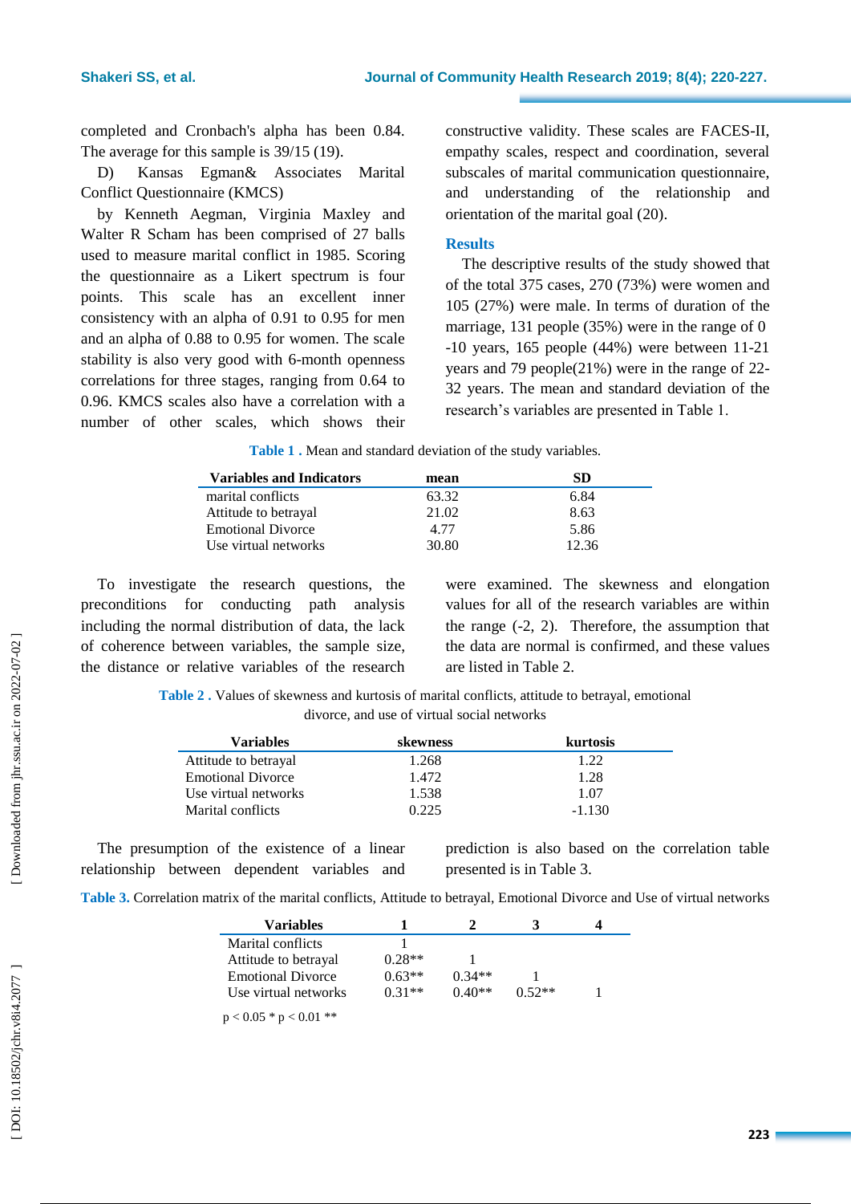completed and Cronbach's alpha has been 0.84. The average for this sample is 39/15 (19).

D) Kansas Egman& Associates Marital Conflict Questionnaire (KMCS)

by Kenneth Aegman, Virginia Maxley and Walter R Scham has been comprised of 27 balls used to measure marital conflict in 1985. Scoring the questionnaire as a Likert spectrum is four points. This scale has an excellent inner consistency with an alpha of 0.91 to 0.95 for men and an alpha of 0.88 to 0.95 for women. The scale stability is also very good with 6-month openness correlations for three stages, ranging from 0.64 to 0.96. KMCS scales also have a correlation with a number of other scales, which shows their constructive validity. These scales are FACES-II, empathy scales, respect and coordination, several subscales of marital communication questionnaire, and understanding of the relationship and orientation of the marital goal (20).

## Results

The descriptive results of the study showed that of the total 375 cases, 270 (73%) were women and 105 (27%) were male. In terms of duration of the marriage, 131 people (35%) were in the range of 0 -10 years, 165 people (44%) were between 11-21 years and 79 people(21%) were in the range of 22-32 years. The mean and standard deviation of the research's variables are presented in Table 1.

**Table 1 .** Mean and standard deviation of the study variables.

| Variables and Indicators | mean | SD |
|---|---|---|
| marital conflicts | 63.32 | 6.84 |
| Attitude to betrayal | 21.02 | 8.63 |
| Emotional Divorce | 4.77 | 5.86 |
| Use virtual networks | 30.80 | 12.36 |

To investigate the research questions, the preconditions for conducting path analysis including the normal distribution of data, the lack of coherence between variables, the sample size, the distance or relative variables of the research were examined. The skewness and elongation values for all of the research variables are within the range (-2, 2). Therefore, the assumption that the data are normal is confirmed, and these values are listed in Table 2.

**Table 2 .** Values of skewness and kurtosis of marital conflicts, attitude to betrayal, emotional divorce, and use of virtual social networks

| Variables | skewness | kurtosis |
|---|---|---|
| Attitude to betrayal | 1.268 | 1.22 |
| Emotional Divorce | 1.472 | 1.28 |
| Use virtual networks | 1.538 | 1.07 |
| Marital conflicts | 0.225 | -1.130 |

The presumption of the existence of a linear relationship between dependent variables and prediction is also based on the correlation table presented is in Table 3.

**Table 3.** Correlation matrix of the marital conflicts, Attitude to betrayal, Emotional Divorce and Use of virtual networks

| Variables | 1 | 2 | 3 | 4 |
|---|---|---|---|---|
| Marital conflicts | 1 | | | |
| Attitude to betrayal | 0.28** | 1 | | |
| Emotional Divorce | 0.63** | 0.34** | 1 | |
| Use virtual networks | 0.31** | 0.40** | 0.52** | 1 |

p < 0.05 * p < 0.01 **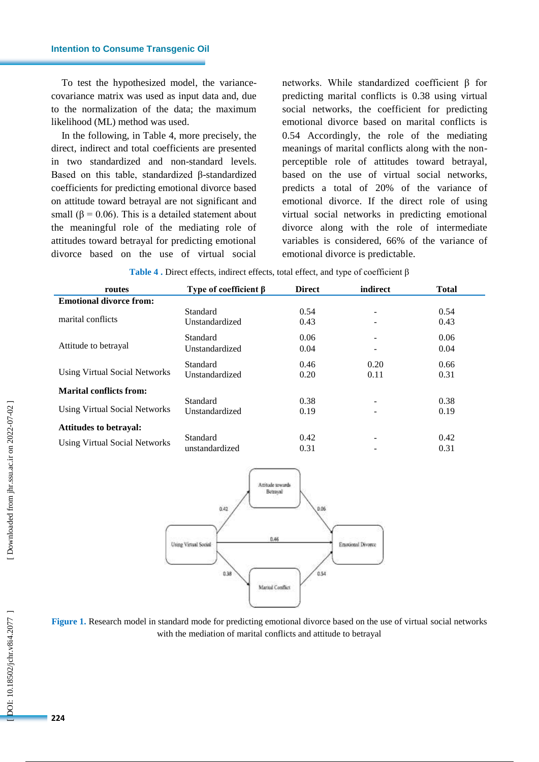To test the hypothesized model, the variance-covariance matrix was used as input data and, due to the normalization of the data; the maximum likelihood (ML) method was used.

In the following, in Table 4, more precisely, the direct, indirect and total coefficients are presented in two standardized and non-standard levels. Based on this table, standardized β-standardized coefficients for predicting emotional divorce based on attitude toward betrayal are not significant and small (β = 0.06). This is a detailed statement about the meaningful role of the mediating role of attitudes toward betrayal for predicting emotional divorce based on the use of virtual social networks. While standardized coefficient β for predicting marital conflicts is 0.38 using virtual social networks, the coefficient for predicting emotional divorce based on marital conflicts is 0.54 Accordingly, the role of the mediating meanings of marital conflicts along with the non-perceptible role of attitudes toward betrayal, based on the use of virtual social networks, predicts a total of 20% of the variance of emotional divorce. If the direct role of using virtual social networks in predicting emotional divorce along with the role of intermediate variables is considered, 66% of the variance of emotional divorce is predictable.

**Table 4 .** Direct effects, indirect effects, total effect, and type of coefficient β

| routes | Type of coefficient β | Direct | indirect | Total |
|---|---|---|---|---|
| **Emotional divorce from:** | | | | |
| marital conflicts | Standard | 0.54 | - | 0.54 |
| | Unstandardized | 0.43 | - | 0.43 |
| Attitude to betrayal | Standard | 0.06 | - | 0.06 |
| | Unstandardized | 0.04 | - | 0.04 |
| Using Virtual Social Networks | Standard | 0.46 | 0.20 | 0.66 |
| | Unstandardized | 0.20 | 0.11 | 0.31 |
| **Marital conflicts from:** | | | | |
| Using Virtual Social Networks | Standard | 0.38 | - | 0.38 |
| | Unstandardized | 0.19 | - | 0.19 |
| **Attitudes to betrayal:** | | | | |
| Using Virtual Social Networks | Standard | 0.42 | - | 0.42 |
| | unstandardized | 0.31 | - | 0.31 |

**Figure 1.** Research model in standard mode for predicting emotional divorce based on the use of virtual social networks with the mediation of marital conflicts and attitude to betrayal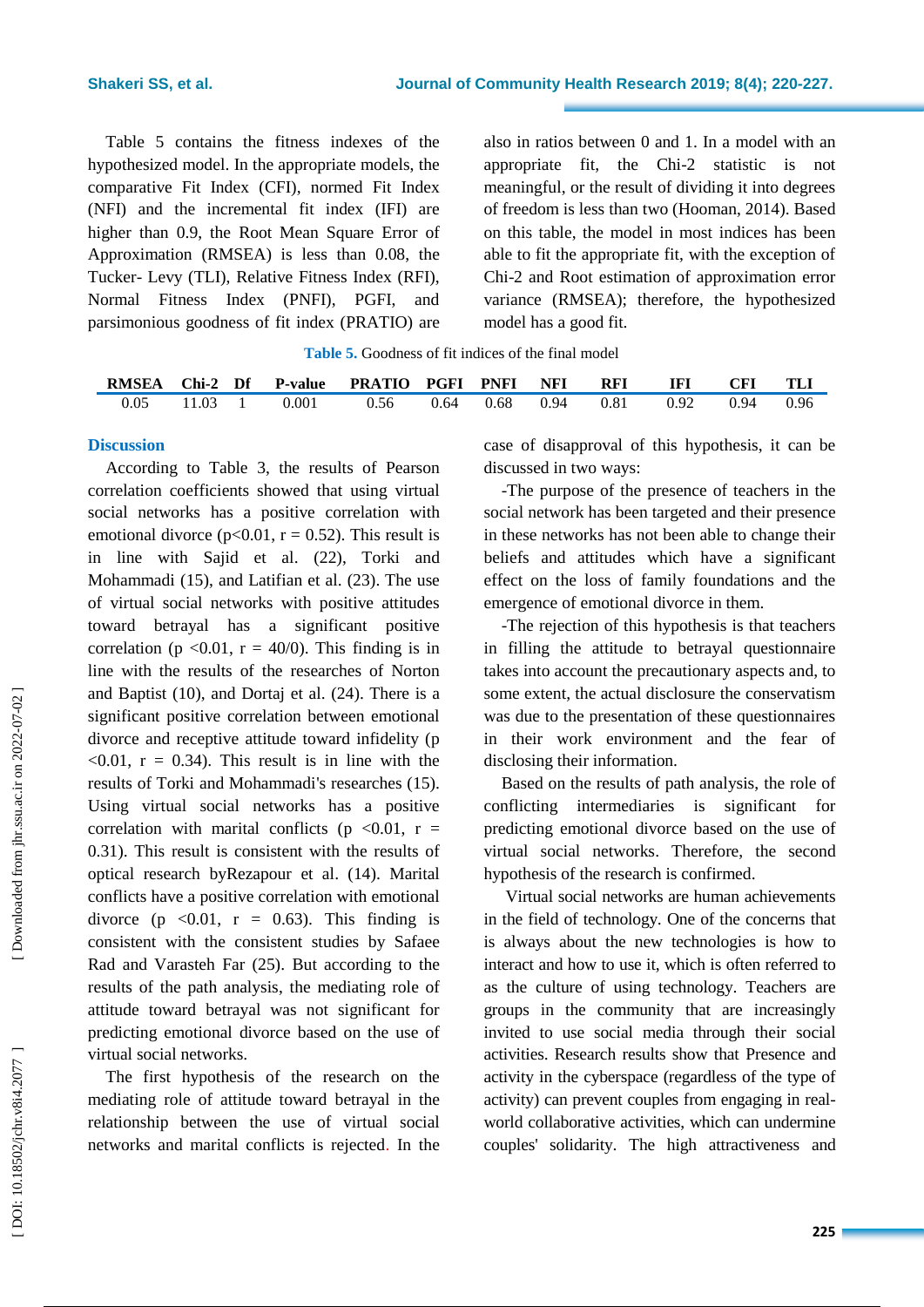Table 5 contains the fitness indexes of the hypothesized model. In the appropriate models, the comparative Fit Index (CFI), normed Fit Index (NFI) and the incremental fit index (IFI) are higher than 0.9, the Root Mean Square Error of Approximation (RMSEA) is less than 0.08, the Tucker- Levy (TLI), Relative Fitness Index (RFI), Normal Fitness Index (PNFI), PGFI, and parsimonious goodness of fit index (PRATIO) are also in ratios between 0 and 1. In a model with an appropriate fit, the Chi-2 statistic is not meaningful, or the result of dividing it into degrees of freedom is less than two (Hooman, 2014). Based on this table, the model in most indices has been able to fit the appropriate fit, with the exception of Chi-2 and Root estimation of approximation error variance (RMSEA); therefore, the hypothesized model has a good fit.

**Table 5.** Goodness of fit indices of the final model

| RMSEA | Chi-2 | Df | P-value | PRATIO | PGFI | PNFI | NFI | RFI | IFI | CFI | TLI |
|---|---|---|---|---|---|---|---|---|---|---|---|
| 0.05 | 11.03 | 1 | 0.001 | 0.56 | 0.64 | 0.68 | 0.94 | 0.81 | 0.92 | 0.94 | 0.96 |

## Discussion

According to Table 3, the results of Pearson correlation coefficients showed that using virtual social networks has a positive correlation with emotional divorce ($p<0.01$, $r = 0.52$). This result is in line with Sajid et al. (22), Torki and Mohammadi (15), and Latifian et al. (23). The use of virtual social networks with positive attitudes toward betrayal has a significant positive correlation ($p <0.01$, $r = 40/0$). This finding is in line with the results of the researches of Norton and Baptist (10), and Dortaj et al. (24). There is a significant positive correlation between emotional divorce and receptive attitude toward infidelity ($p <0.01$, $r = 0.34$). This result is in line with the results of Torki and Mohammadi's researches (15). Using virtual social networks has a positive correlation with marital conflicts ($p <0.01$, $r = 0.31$). This result is consistent with the results of optical research byRezapour et al. (14). Marital conflicts have a positive correlation with emotional divorce ($p <0.01$, $r = 0.63$). This finding is consistent with the consistent studies by Safaee Rad and Varasteh Far (25). But according to the results of the path analysis, the mediating role of attitude toward betrayal was not significant for predicting emotional divorce based on the use of virtual social networks.

The first hypothesis of the research on the mediating role of attitude toward betrayal in the relationship between the use of virtual social networks and marital conflicts is rejected. In the case of disapproval of this hypothesis, it can be discussed in two ways:

-The purpose of the presence of teachers in the social network has been targeted and their presence in these networks has not been able to change their beliefs and attitudes which have a significant effect on the loss of family foundations and the emergence of emotional divorce in them.

-The rejection of this hypothesis is that teachers in filling the attitude to betrayal questionnaire takes into account the precautionary aspects and, to some extent, the actual disclosure the conservatism was due to the presentation of these questionnaires in their work environment and the fear of disclosing their information.

Based on the results of path analysis, the role of conflicting intermediaries is significant for predicting emotional divorce based on the use of virtual social networks. Therefore, the second hypothesis of the research is confirmed.

Virtual social networks are human achievements in the field of technology. One of the concerns that is always about the new technologies is how to interact and how to use it, which is often referred to as the culture of using technology. Teachers are groups in the community that are increasingly invited to use social media through their social activities. Research results show that Presence and activity in the cyberspace (regardless of the type of activity) can prevent couples from engaging in real-world collaborative activities, which can undermine couples' solidarity. The high attractiveness and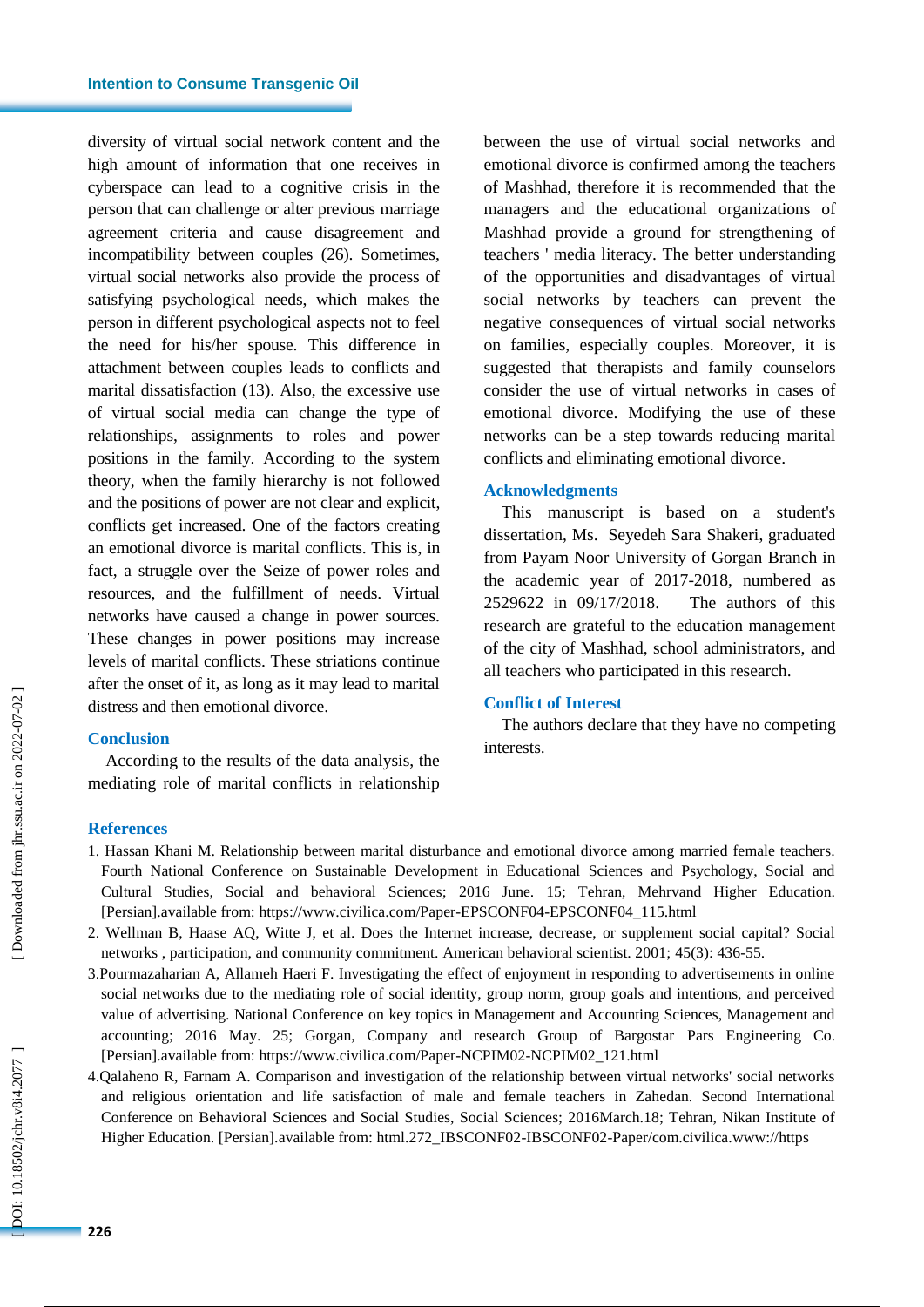diversity of virtual social network content and the high amount of information that one receives in cyberspace can lead to a cognitive crisis in the person that can challenge or alter previous marriage agreement criteria and cause disagreement and incompatibility between couples (26). Sometimes, virtual social networks also provide the process of satisfying psychological needs, which makes the person in different psychological aspects not to feel the need for his/her spouse. This difference in attachment between couples leads to conflicts and marital dissatisfaction (13). Also, the excessive use of virtual social media can change the type of relationships, assignments to roles and power positions in the family. According to the system theory, when the family hierarchy is not followed and the positions of power are not clear and explicit, conflicts get increased. One of the factors creating an emotional divorce is marital conflicts. This is, in fact, a struggle over the Seize of power roles and resources, and the fulfillment of needs. Virtual networks have caused a change in power sources. These changes in power positions may increase levels of marital conflicts. These striations continue after the onset of it, as long as it may lead to marital distress and then emotional divorce.

## Conclusion

According to the results of the data analysis, the mediating role of marital conflicts in relationship between the use of virtual social networks and emotional divorce is confirmed among the teachers of Mashhad, therefore it is recommended that the managers and the educational organizations of Mashhad provide a ground for strengthening of teachers ' media literacy. The better understanding of the opportunities and disadvantages of virtual social networks by teachers can prevent the negative consequences of virtual social networks on families, especially couples. Moreover, it is suggested that therapists and family counselors consider the use of virtual networks in cases of emotional divorce. Modifying the use of these networks can be a step towards reducing marital conflicts and eliminating emotional divorce.

## Acknowledgments

This manuscript is based on a student's dissertation, Ms. Seyedeh Sara Shakeri, graduated from Payam Noor University of Gorgan Branch in the academic year of 2017-2018, numbered as 2529622 in 09/17/2018. The authors of this research are grateful to the education management of the city of Mashhad, school administrators, and all teachers who participated in this research.

## Conflict of Interest

The authors declare that they have no competing interests.

## References

1. Hassan Khani M. Relationship between marital disturbance and emotional divorce among married female teachers. Fourth National Conference on Sustainable Development in Educational Sciences and Psychology, Social and Cultural Studies, Social and behavioral Sciences; 2016 June. 15; Tehran, Mehrvand Higher Education. [Persian].available from: https://www.civilica.com/Paper-EPSCONF04-EPSCONF04_115.html
2. Wellman B, Haase AQ, Witte J, et al. Does the Internet increase, decrease, or supplement social capital? Social networks , participation, and community commitment. American behavioral scientist. 2001; 45(3): 436-55.
3. Pourmazaharian A, Allameh Haeri F. Investigating the effect of enjoyment in responding to advertisements in online social networks due to the mediating role of social identity, group norm, group goals and intentions, and perceived value of advertising. National Conference on key topics in Management and Accounting Sciences, Management and accounting; 2016 May. 25; Gorgan, Company and research Group of Bargostar Pars Engineering Co. [Persian].available from: https://www.civilica.com/Paper-NCPIM02-NCPIM02_121.html
4. Qalaheno R, Farnam A. Comparison and investigation of the relationship between virtual networks' social networks and religious orientation and life satisfaction of male and female teachers in Zahedan. Second International Conference on Behavioral Sciences and Social Studies, Social Sciences; 2016March.18; Tehran, Nikan Institute of Higher Education. [Persian].available from: html.272_IBSCONF02-IBSCONF02-Paper/com.civilica.www://https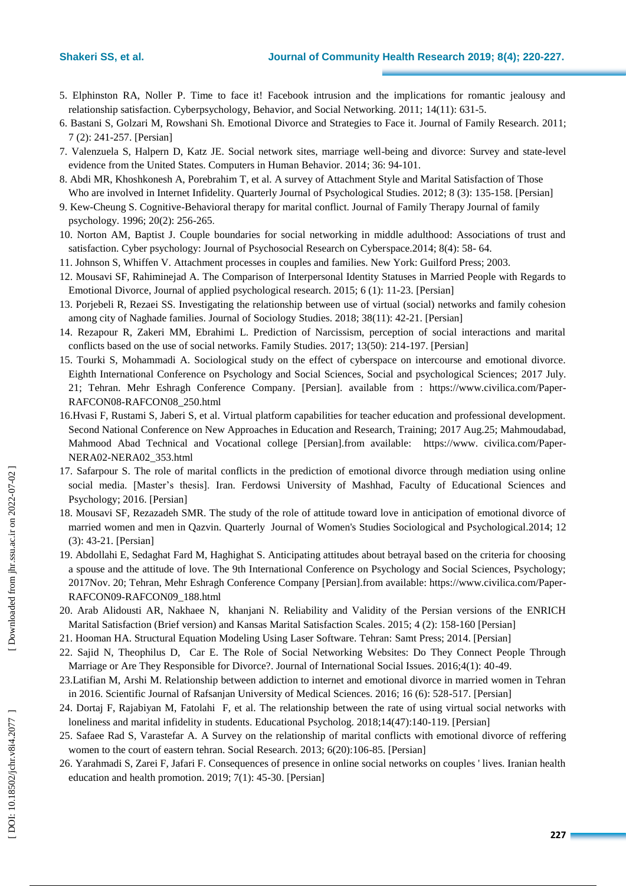5. Elphinston RA, Noller P. Time to face it! Facebook intrusion and the implications for romantic jealousy and relationship satisfaction. Cyberpsychology, Behavior, and Social Networking. 2011; 14(11): 631-5.
6. Bastani S, Golzari M, Rowshani Sh. Emotional Divorce and Strategies to Face it. Journal of Family Research. 2011; 7 (2): 241-257. [Persian]
7. Valenzuela S, Halpern D, Katz JE. Social network sites, marriage well-being and divorce: Survey and state-level evidence from the United States. Computers in Human Behavior. 2014; 36: 94-101.
8. Abdi MR, Khoshkonesh A, Porebrahim T, et al. A survey of Attachment Style and Marital Satisfaction of Those Who are involved in Internet Infidelity. Quarterly Journal of Psychological Studies. 2012; 8 (3): 135-158. [Persian]
9. Kew-Cheung S. Cognitive-Behavioral therapy for marital conflict. Journal of Family Therapy Journal of family psychology. 1996; 20(2): 256-265.
10. Norton AM, Baptist J. Couple boundaries for social networking in middle adulthood: Associations of trust and satisfaction. Cyber psychology: Journal of Psychosocial Research on Cyberspace.2014; 8(4): 58- 64.
11. Johnson S, Whiffen V. Attachment processes in couples and families. New York: Guilford Press; 2003.
12. Mousavi SF, Rahiminejad A. The Comparison of Interpersonal Identity Statuses in Married People with Regards to Emotional Divorce, Journal of applied psychological research. 2015; 6 (1): 11-23. [Persian]
13. Porjebeli R, Rezaei SS. Investigating the relationship between use of virtual (social) networks and family cohesion among city of Naghade families. Journal of Sociology Studies. 2018; 38(11): 42-21. [Persian]
14. Rezapour R, Zakeri MM, Ebrahimi L. Prediction of Narcissism, perception of social interactions and marital conflicts based on the use of social networks. Family Studies. 2017; 13(50): 214-197. [Persian]
15. Tourki S, Mohammadi A. Sociological study on the effect of cyberspace on intercourse and emotional divorce. Eighth International Conference on Psychology and Social Sciences, Social and psychological Sciences; 2017 July. 21; Tehran. Mehr Eshragh Conference Company. [Persian]. available from : https://www.civilica.com/Paper-RAFCON08-RAFCON08_250.html
16.Hvasi F, Rustami S, Jaberi S, et al. Virtual platform capabilities for teacher education and professional development. Second National Conference on New Approaches in Education and Research, Training; 2017 Aug.25; Mahmoudabad, Mahmood Abad Technical and Vocational college [Persian].from available: https://www. civilica.com/Paper-NERA02-NERA02_353.html
17. Safarpour S. The role of marital conflicts in the prediction of emotional divorce through mediation using online social media. [Master's thesis]. Iran. Ferdowsi University of Mashhad, Faculty of Educational Sciences and Psychology; 2016. [Persian]
18. Mousavi SF, Rezazadeh SMR. The study of the role of attitude toward love in anticipation of emotional divorce of married women and men in Qazvin. Quarterly Journal of Women's Studies Sociological and Psychological.2014; 12 (3): 43-21. [Persian]
19. Abdollahi E, Sedaghat Fard M, Haghighat S. Anticipating attitudes about betrayal based on the criteria for choosing a spouse and the attitude of love. The 9th International Conference on Psychology and Social Sciences, Psychology; 2017Nov. 20; Tehran, Mehr Eshragh Conference Company [Persian].from available: https://www.civilica.com/Paper-RAFCON09-RAFCON09_188.html
20. Arab Alidousti AR, Nakhaee N, khanjani N. Reliability and Validity of the Persian versions of the ENRICH Marital Satisfaction (Brief version) and Kansas Marital Satisfaction Scales. 2015; 4 (2): 158-160 [Persian]
21. Hooman HA. Structural Equation Modeling Using Laser Software. Tehran: Samt Press; 2014. [Persian]
22. Sajid N, Theophilus D, Car E. The Role of Social Networking Websites: Do They Connect People Through Marriage or Are They Responsible for Divorce?. Journal of International Social Issues. 2016;4(1): 40-49.
23.Latifian M, Arshi M. Relationship between addiction to internet and emotional divorce in married women in Tehran in 2016. Scientific Journal of Rafsanjan University of Medical Sciences. 2016; 16 (6): 528-517. [Persian]
24. Dortaj F, Rajabiyan M, Fatolahi F, et al. The relationship between the rate of using virtual social networks with loneliness and marital infidelity in students. Educational Psycholog. 2018;14(47):140-119. [Persian]
25. Safaee Rad S, Varastefar A. A Survey on the relationship of marital conflicts with emotional divorce of reffering women to the court of eastern tehran. Social Research. 2013; 6(20):106-85. [Persian]
26. Yarahmadi S, Zarei F, Jafari F. Consequences of presence in online social networks on couples ' lives. Iranian health education and health promotion. 2019; 7(1): 45-30. [Persian]